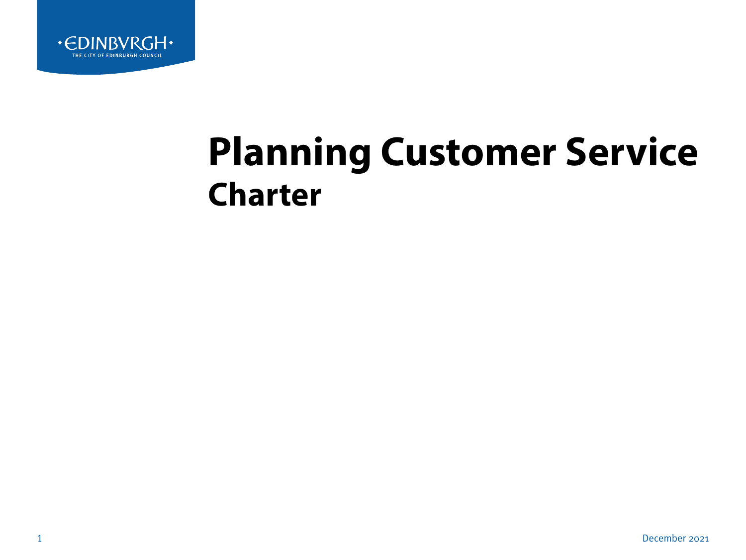·EDINBVRGH·
THE CITY OF EDINBURGH COUNCIL

# Planning Customer Service
## Charter

December 2021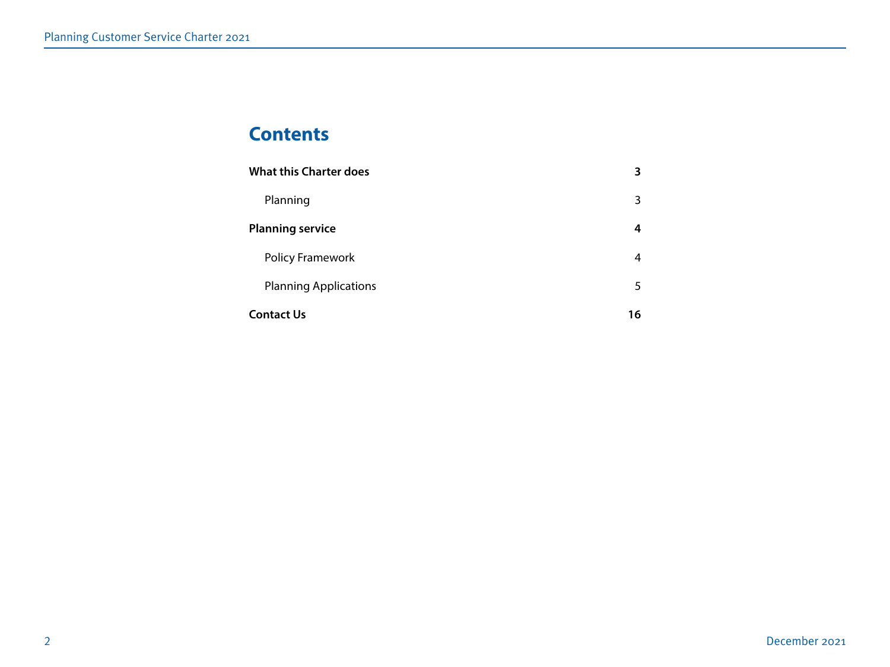# Contents

| | |
|---|---|
| **What this Charter does** | **3** |
| Planning | 3 |
| **Planning service** | **4** |
| Policy Framework | 4 |
| Planning Applications | 5 |
| **Contact Us** | **16** |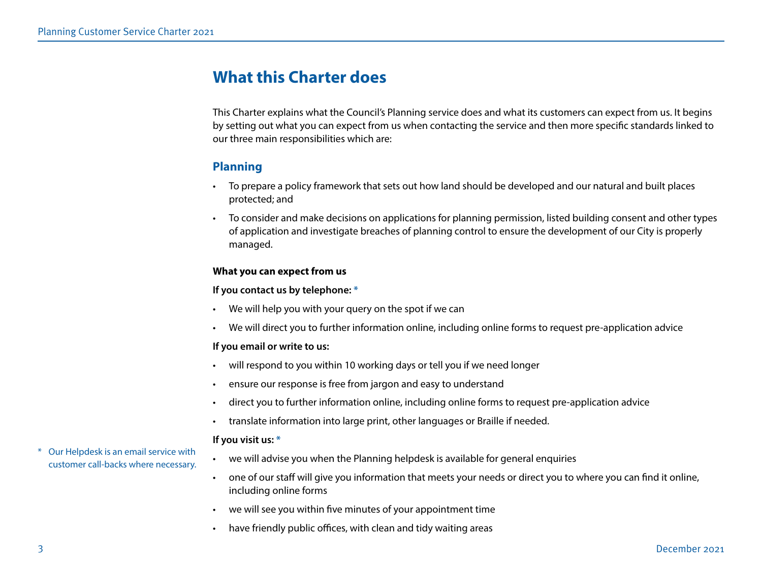# What this Charter does

This Charter explains what the Council's Planning service does and what its customers can expect from us. It begins by setting out what you can expect from us when contacting the service and then more specific standards linked to our three main responsibilities which are:

## Planning

- To prepare a policy framework that sets out how land should be developed and our natural and built places protected; and
- To consider and make decisions on applications for planning permission, listed building consent and other types of application and investigate breaches of planning control to ensure the development of our City is properly managed.

**What you can expect from us**

**If you contact us by telephone:** *

- We will help you with your query on the spot if we can
- We will direct you to further information online, including online forms to request pre-application advice

**If you email or write to us:**

- will respond to you within 10 working days or tell you if we need longer
- ensure our response is free from jargon and easy to understand
- direct you to further information online, including online forms to request pre-application advice
- translate information into large print, other languages or Braille if needed.

**If you visit us:** *

- we will advise you when the Planning helpdesk is available for general enquiries
- one of our staff will give you information that meets your needs or direct you to where you can find it online, including online forms
- we will see you within five minutes of your appointment time
- have friendly public offices, with clean and tidy waiting areas

\* Our Helpdesk is an email service with customer call-backs where necessary.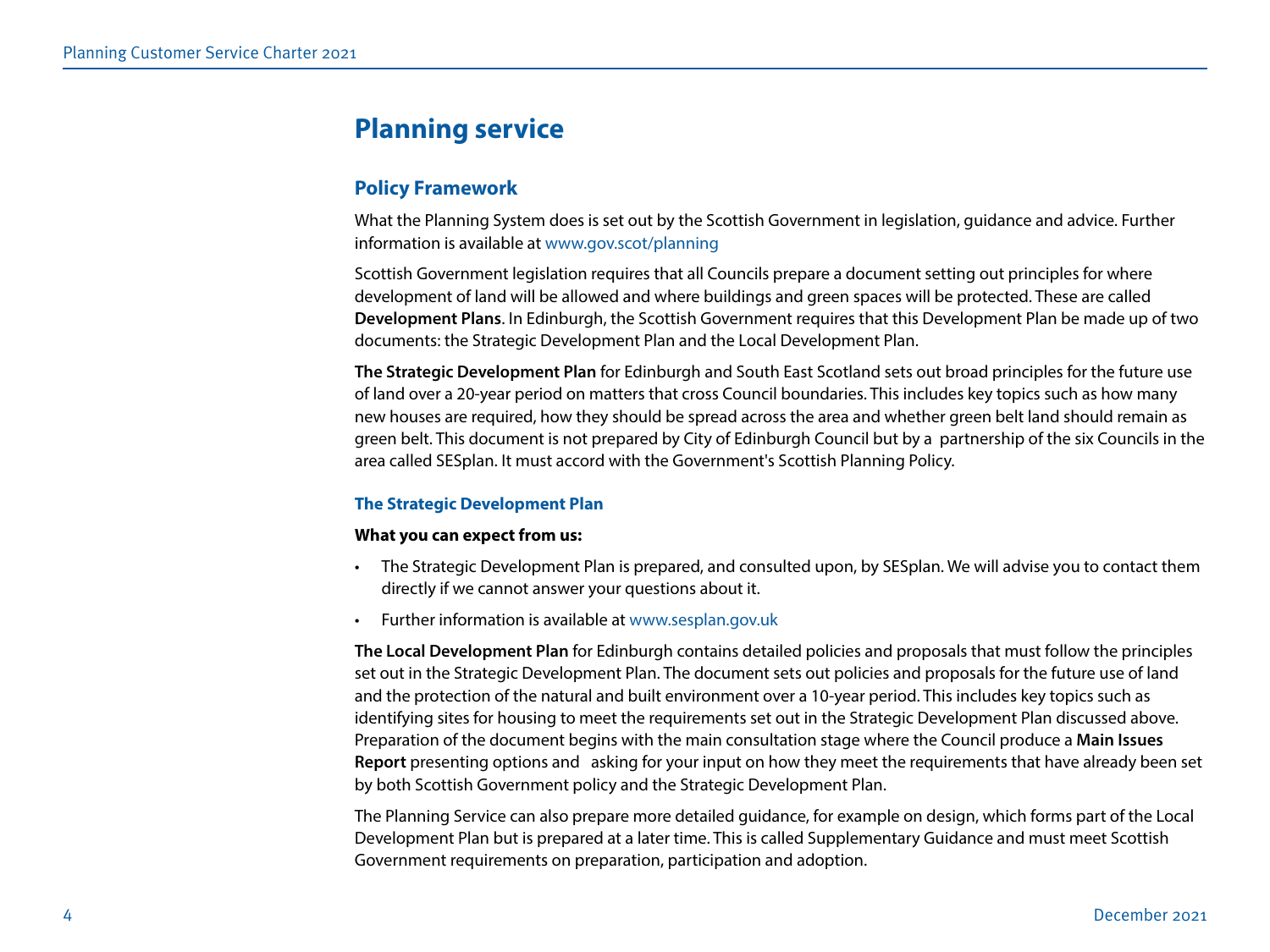# Planning service

## Policy Framework

What the Planning System does is set out by the Scottish Government in legislation, guidance and advice. Further information is available at www.gov.scot/planning

Scottish Government legislation requires that all Councils prepare a document setting out principles for where development of land will be allowed and where buildings and green spaces will be protected. These are called **Development Plans**. In Edinburgh, the Scottish Government requires that this Development Plan be made up of two documents: the Strategic Development Plan and the Local Development Plan.

**The Strategic Development Plan** for Edinburgh and South East Scotland sets out broad principles for the future use of land over a 20-year period on matters that cross Council boundaries. This includes key topics such as how many new houses are required, how they should be spread across the area and whether green belt land should remain as green belt. This document is not prepared by City of Edinburgh Council but by a partnership of the six Councils in the area called SESplan. It must accord with the Government's Scottish Planning Policy.

### The Strategic Development Plan

**What you can expect from us:**

- The Strategic Development Plan is prepared, and consulted upon, by SESplan. We will advise you to contact them directly if we cannot answer your questions about it.
- Further information is available at www.sesplan.gov.uk

**The Local Development Plan** for Edinburgh contains detailed policies and proposals that must follow the principles set out in the Strategic Development Plan. The document sets out policies and proposals for the future use of land and the protection of the natural and built environment over a 10-year period. This includes key topics such as identifying sites for housing to meet the requirements set out in the Strategic Development Plan discussed above. Preparation of the document begins with the main consultation stage where the Council produce a **Main Issues Report** presenting options and asking for your input on how they meet the requirements that have already been set by both Scottish Government policy and the Strategic Development Plan.

The Planning Service can also prepare more detailed guidance, for example on design, which forms part of the Local Development Plan but is prepared at a later time. This is called Supplementary Guidance and must meet Scottish Government requirements on preparation, participation and adoption.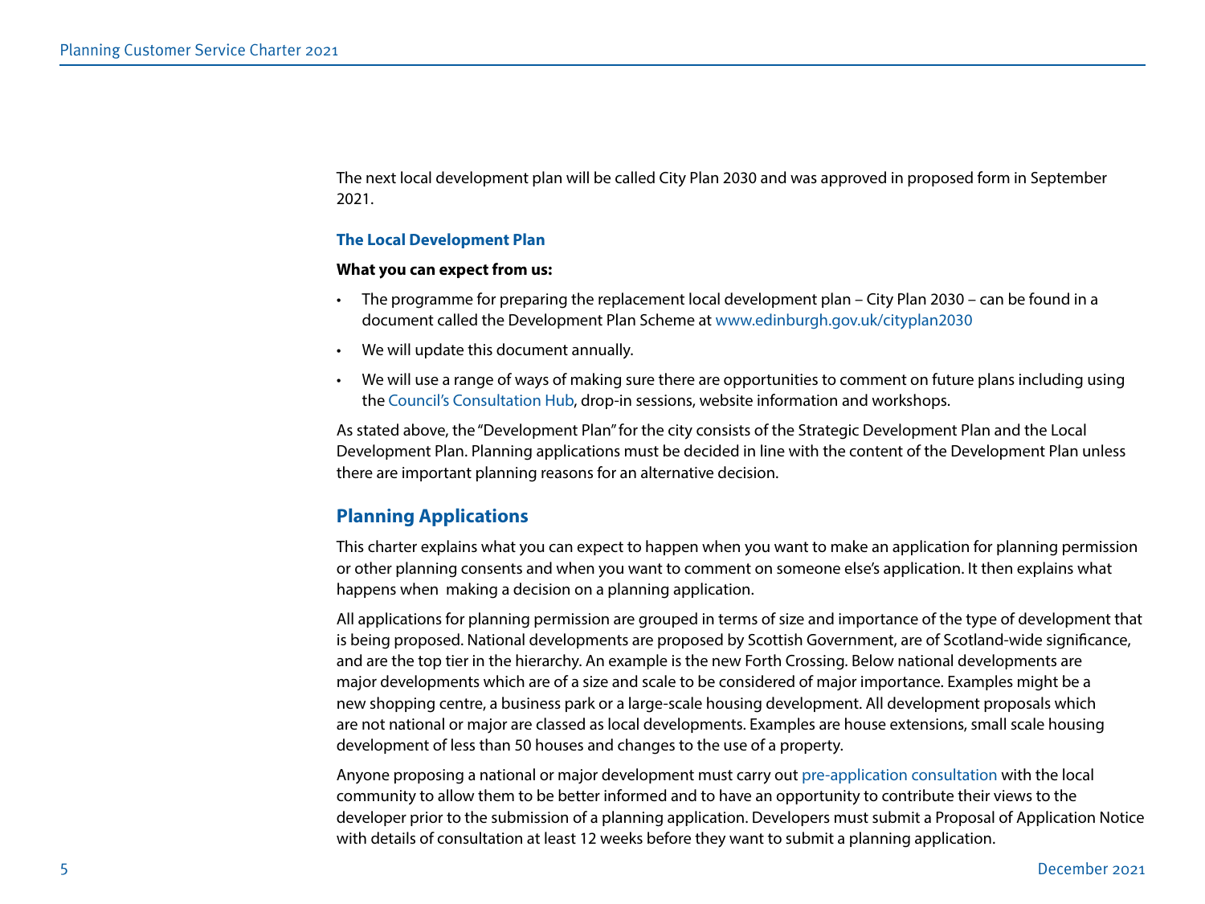The next local development plan will be called City Plan 2030 and was approved in proposed form in September 2021.

### The Local Development Plan

**What you can expect from us:**

- The programme for preparing the replacement local development plan – City Plan 2030 – can be found in a document called the Development Plan Scheme at www.edinburgh.gov.uk/cityplan2030
- We will update this document annually.
- We will use a range of ways of making sure there are opportunities to comment on future plans including using the Council's Consultation Hub, drop-in sessions, website information and workshops.

As stated above, the "Development Plan" for the city consists of the Strategic Development Plan and the Local Development Plan. Planning applications must be decided in line with the content of the Development Plan unless there are important planning reasons for an alternative decision.

## Planning Applications

This charter explains what you can expect to happen when you want to make an application for planning permission or other planning consents and when you want to comment on someone else's application. It then explains what happens when making a decision on a planning application.

All applications for planning permission are grouped in terms of size and importance of the type of development that is being proposed. National developments are proposed by Scottish Government, are of Scotland-wide significance, and are the top tier in the hierarchy. An example is the new Forth Crossing. Below national developments are major developments which are of a size and scale to be considered of major importance. Examples might be a new shopping centre, a business park or a large-scale housing development. All development proposals which are not national or major are classed as local developments. Examples are house extensions, small scale housing development of less than 50 houses and changes to the use of a property.

Anyone proposing a national or major development must carry out pre-application consultation with the local community to allow them to be better informed and to have an opportunity to contribute their views to the developer prior to the submission of a planning application. Developers must submit a Proposal of Application Notice with details of consultation at least 12 weeks before they want to submit a planning application.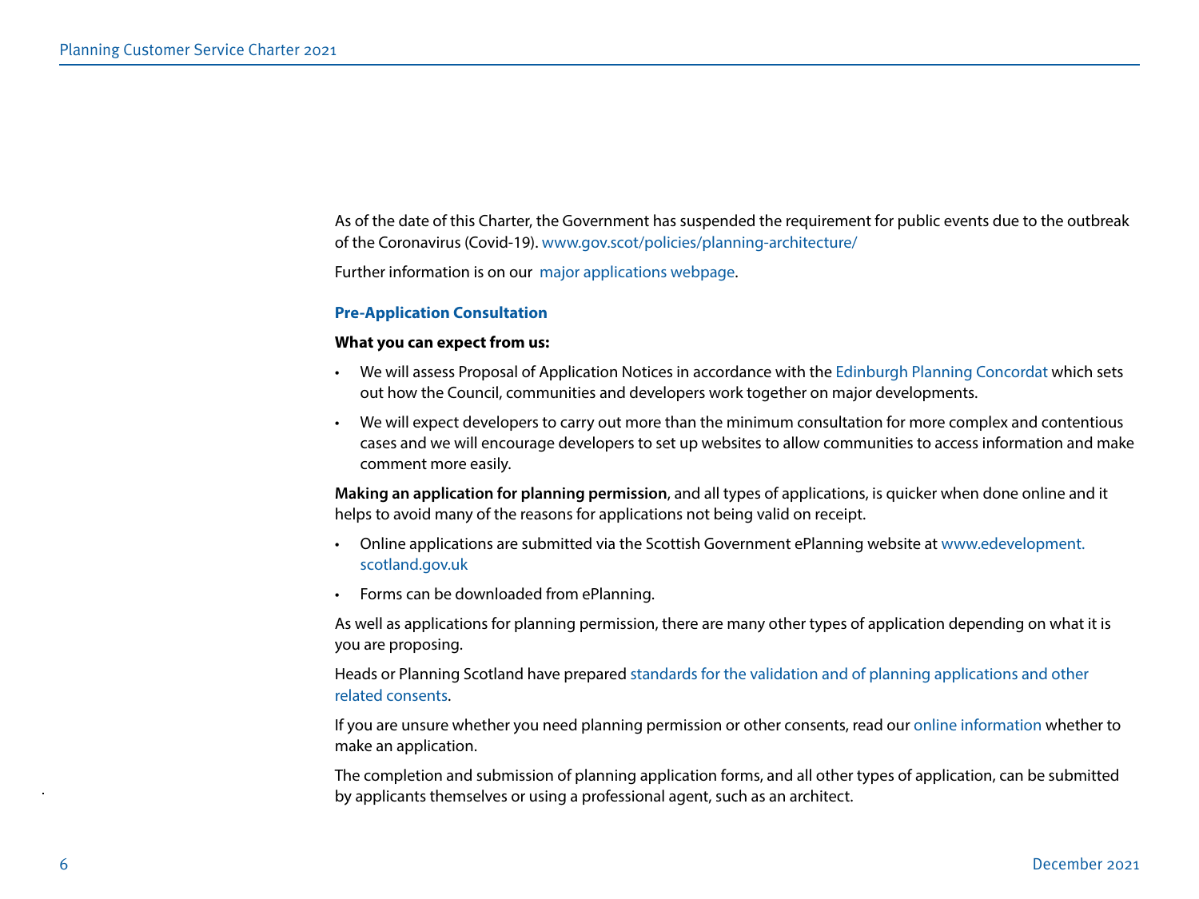As of the date of this Charter, the Government has suspended the requirement for public events due to the outbreak of the Coronavirus (Covid-19). www.gov.scot/policies/planning-architecture/

Further information is on our major applications webpage.

### Pre-Application Consultation

**What you can expect from us:**

- We will assess Proposal of Application Notices in accordance with the Edinburgh Planning Concordat which sets out how the Council, communities and developers work together on major developments.
- We will expect developers to carry out more than the minimum consultation for more complex and contentious cases and we will encourage developers to set up websites to allow communities to access information and make comment more easily.

**Making an application for planning permission**, and all types of applications, is quicker when done online and it helps to avoid many of the reasons for applications not being valid on receipt.

- Online applications are submitted via the Scottish Government ePlanning website at www.edevelopment.scotland.gov.uk
- Forms can be downloaded from ePlanning.

As well as applications for planning permission, there are many other types of application depending on what it is you are proposing.

Heads or Planning Scotland have prepared standards for the validation and of planning applications and other related consents.

If you are unsure whether you need planning permission or other consents, read our online information whether to make an application.

The completion and submission of planning application forms, and all other types of application, can be submitted by applicants themselves or using a professional agent, such as an architect.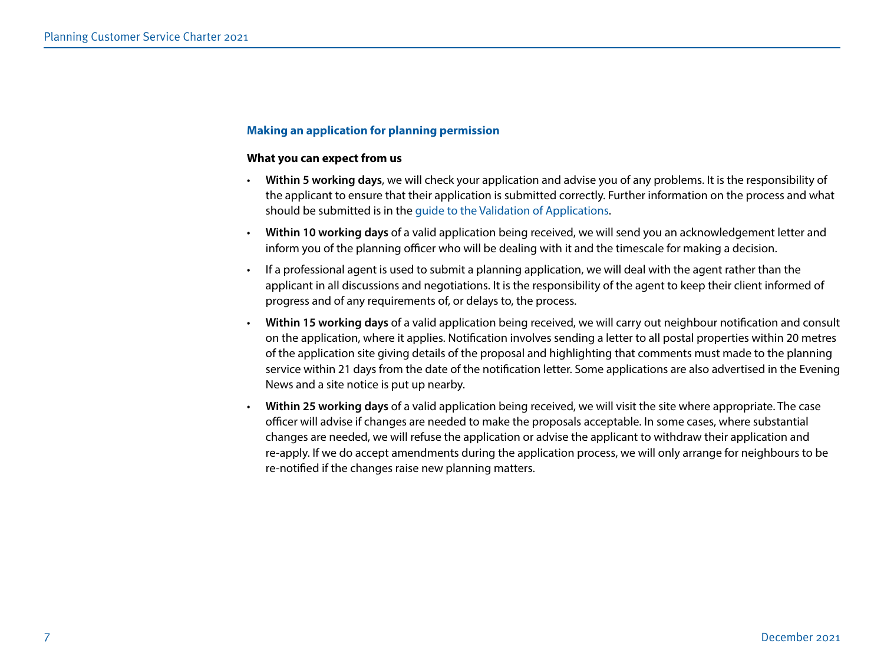### Making an application for planning permission

**What you can expect from us**

- **Within 5 working days**, we will check your application and advise you of any problems. It is the responsibility of the applicant to ensure that their application is submitted correctly. Further information on the process and what should be submitted is in the guide to the Validation of Applications.
- **Within 10 working days** of a valid application being received, we will send you an acknowledgement letter and inform you of the planning officer who will be dealing with it and the timescale for making a decision.
- If a professional agent is used to submit a planning application, we will deal with the agent rather than the applicant in all discussions and negotiations. It is the responsibility of the agent to keep their client informed of progress and of any requirements of, or delays to, the process.
- **Within 15 working days** of a valid application being received, we will carry out neighbour notification and consult on the application, where it applies. Notification involves sending a letter to all postal properties within 20 metres of the application site giving details of the proposal and highlighting that comments must made to the planning service within 21 days from the date of the notification letter. Some applications are also advertised in the Evening News and a site notice is put up nearby.
- **Within 25 working days** of a valid application being received, we will visit the site where appropriate. The case officer will advise if changes are needed to make the proposals acceptable. In some cases, where substantial changes are needed, we will refuse the application or advise the applicant to withdraw their application and re-apply. If we do accept amendments during the application process, we will only arrange for neighbours to be re-notified if the changes raise new planning matters.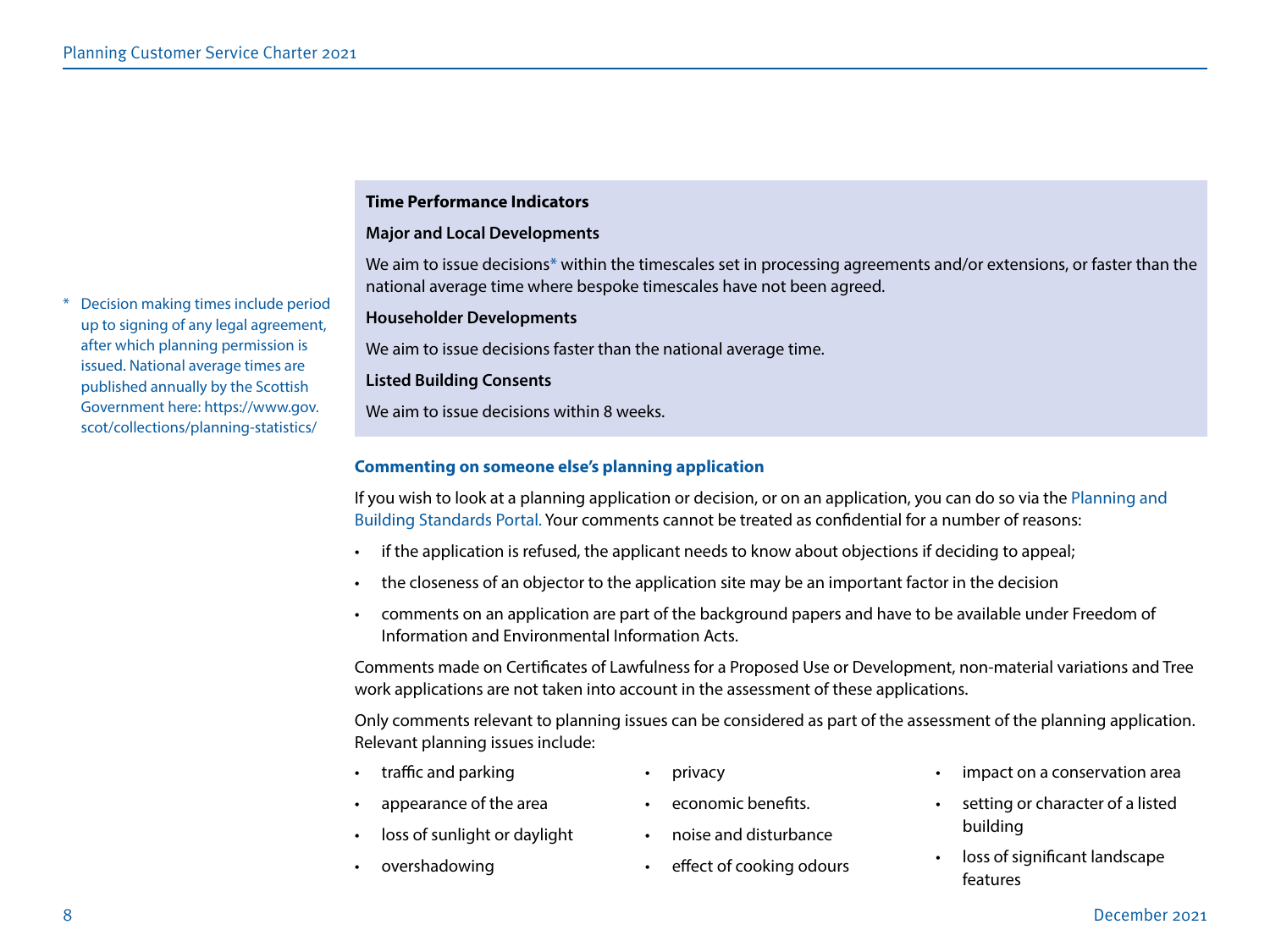**Time Performance Indicators**

**Major and Local Developments**

We aim to issue decisions* within the timescales set in processing agreements and/or extensions, or faster than the national average time where bespoke timescales have not been agreed.

**Householder Developments**

We aim to issue decisions faster than the national average time.

**Listed Building Consents**

We aim to issue decisions within 8 weeks.

\* Decision making times include period up to signing of any legal agreement, after which planning permission is issued. National average times are published annually by the Scottish Government here: https://www.gov.scot/collections/planning-statistics/

### Commenting on someone else's planning application

If you wish to look at a planning application or decision, or on an application, you can do so via the Planning and Building Standards Portal. Your comments cannot be treated as confidential for a number of reasons:

- if the application is refused, the applicant needs to know about objections if deciding to appeal;
- the closeness of an objector to the application site may be an important factor in the decision
- comments on an application are part of the background papers and have to be available under Freedom of Information and Environmental Information Acts.

Comments made on Certificates of Lawfulness for a Proposed Use or Development, non-material variations and Tree work applications are not taken into account in the assessment of these applications.

Only comments relevant to planning issues can be considered as part of the assessment of the planning application. Relevant planning issues include:

- traffic and parking
- appearance of the area
- loss of sunlight or daylight
- overshadowing
- privacy
- economic benefits.
- noise and disturbance
- effect of cooking odours
- impact on a conservation area
- setting or character of a listed building
- loss of significant landscape features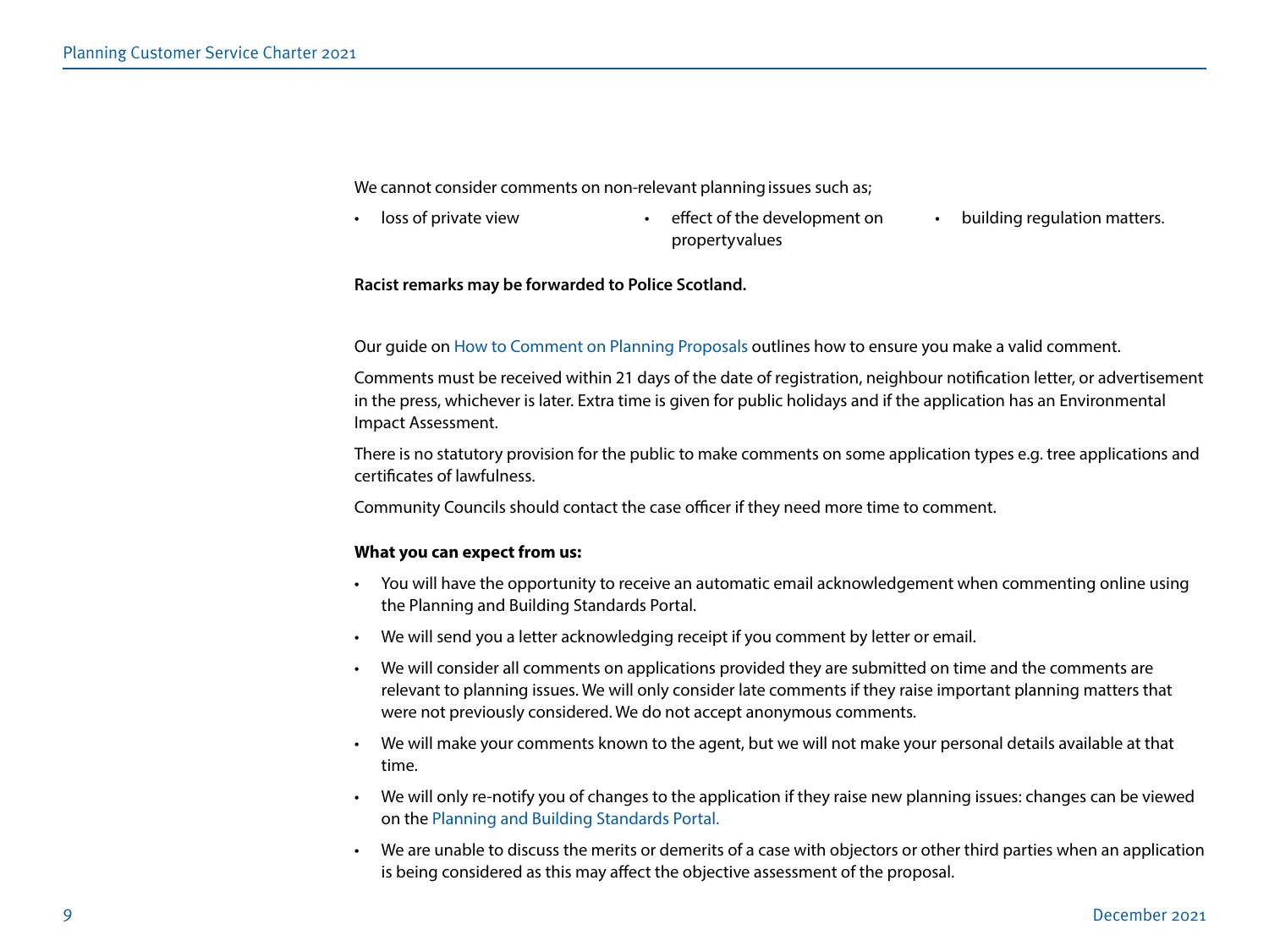We cannot consider comments on non-relevant planning issues such as;

- loss of private view
- effect of the development on propertyvalues
- building regulation matters.

**Racist remarks may be forwarded to Police Scotland.**

Our guide on How to Comment on Planning Proposals outlines how to ensure you make a valid comment.

Comments must be received within 21 days of the date of registration, neighbour notification letter, or advertisement in the press, whichever is later. Extra time is given for public holidays and if the application has an Environmental Impact Assessment.

There is no statutory provision for the public to make comments on some application types e.g. tree applications and certificates of lawfulness.

Community Councils should contact the case officer if they need more time to comment.

**What you can expect from us:**

- You will have the opportunity to receive an automatic email acknowledgement when commenting online using the Planning and Building Standards Portal.
- We will send you a letter acknowledging receipt if you comment by letter or email.
- We will consider all comments on applications provided they are submitted on time and the comments are relevant to planning issues. We will only consider late comments if they raise important planning matters that were not previously considered. We do not accept anonymous comments.
- We will make your comments known to the agent, but we will not make your personal details available at that time.
- We will only re-notify you of changes to the application if they raise new planning issues: changes can be viewed on the Planning and Building Standards Portal.
- We are unable to discuss the merits or demerits of a case with objectors or other third parties when an application is being considered as this may affect the objective assessment of the proposal.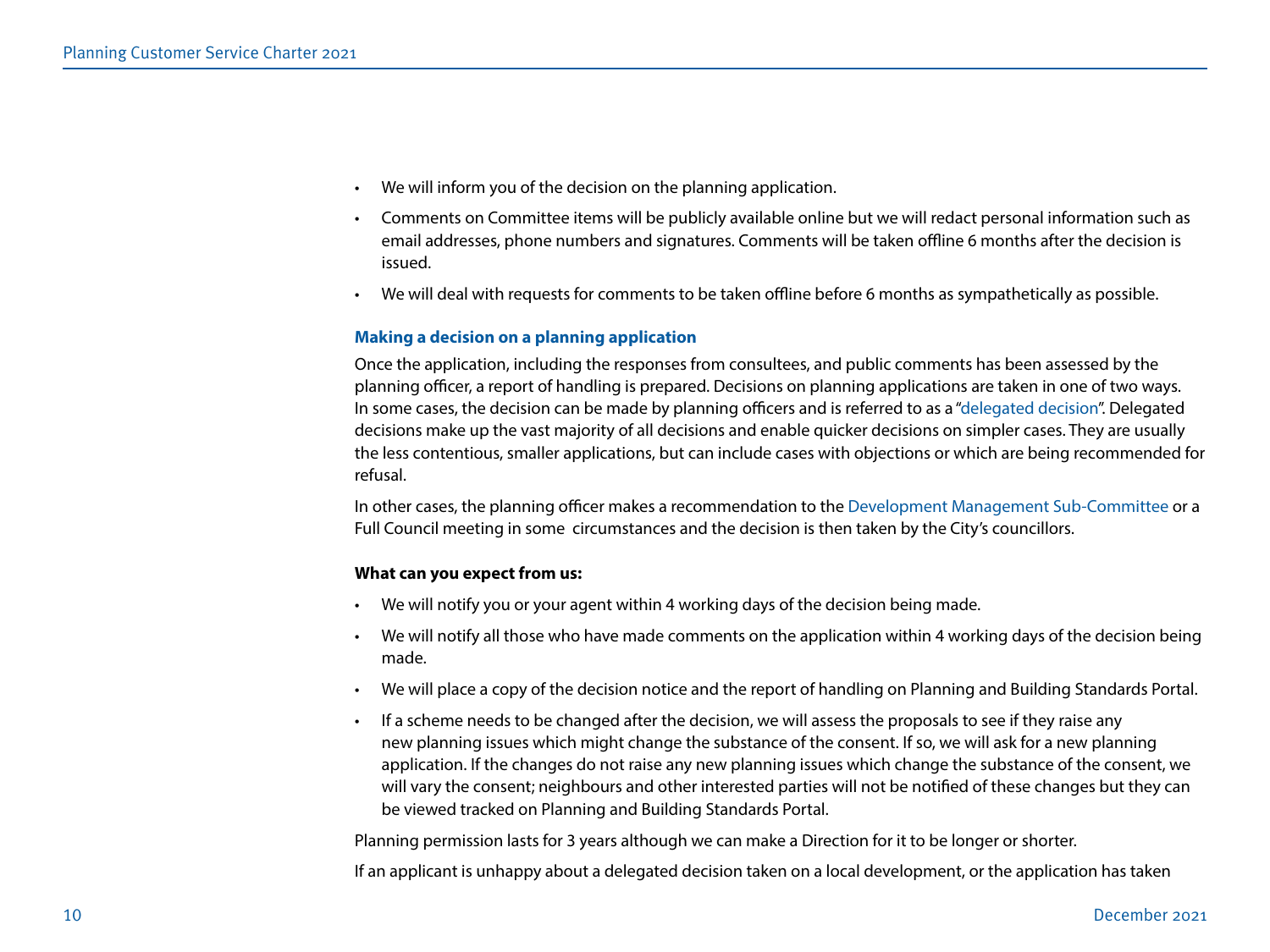- We will inform you of the decision on the planning application.
- Comments on Committee items will be publicly available online but we will redact personal information such as email addresses, phone numbers and signatures. Comments will be taken offline 6 months after the decision is issued.
- We will deal with requests for comments to be taken offline before 6 months as sympathetically as possible.

### Making a decision on a planning application

Once the application, including the responses from consultees, and public comments has been assessed by the planning officer, a report of handling is prepared. Decisions on planning applications are taken in one of two ways. In some cases, the decision can be made by planning officers and is referred to as a "delegated decision". Delegated decisions make up the vast majority of all decisions and enable quicker decisions on simpler cases. They are usually the less contentious, smaller applications, but can include cases with objections or which are being recommended for refusal.

In other cases, the planning officer makes a recommendation to the Development Management Sub-Committee or a Full Council meeting in some circumstances and the decision is then taken by the City's councillors.

**What can you expect from us:**

- We will notify you or your agent within 4 working days of the decision being made.
- We will notify all those who have made comments on the application within 4 working days of the decision being made.
- We will place a copy of the decision notice and the report of handling on Planning and Building Standards Portal.
- If a scheme needs to be changed after the decision, we will assess the proposals to see if they raise any new planning issues which might change the substance of the consent. If so, we will ask for a new planning application. If the changes do not raise any new planning issues which change the substance of the consent, we will vary the consent; neighbours and other interested parties will not be notified of these changes but they can be viewed tracked on Planning and Building Standards Portal.

Planning permission lasts for 3 years although we can make a Direction for it to be longer or shorter.

If an applicant is unhappy about a delegated decision taken on a local development, or the application has taken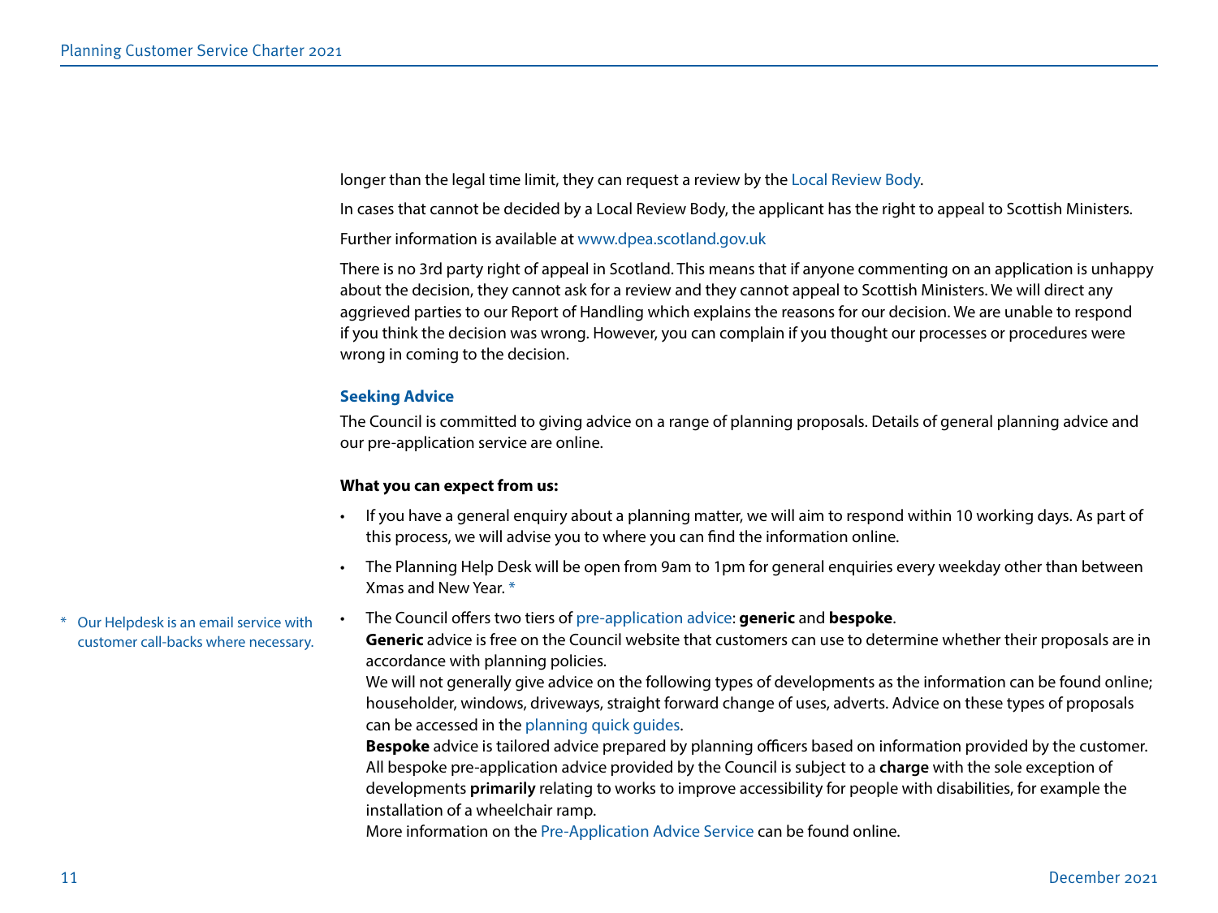longer than the legal time limit, they can request a review by the Local Review Body.

In cases that cannot be decided by a Local Review Body, the applicant has the right to appeal to Scottish Ministers.

Further information is available at www.dpea.scotland.gov.uk

There is no 3rd party right of appeal in Scotland. This means that if anyone commenting on an application is unhappy about the decision, they cannot ask for a review and they cannot appeal to Scottish Ministers. We will direct any aggrieved parties to our Report of Handling which explains the reasons for our decision. We are unable to respond if you think the decision was wrong. However, you can complain if you thought our processes or procedures were wrong in coming to the decision.

## Seeking Advice

The Council is committed to giving advice on a range of planning proposals. Details of general planning advice and our pre-application service are online.

**What you can expect from us:**

- If you have a general enquiry about a planning matter, we will aim to respond within 10 working days. As part of this process, we will advise you to where you can find the information online.
- The Planning Help Desk will be open from 9am to 1pm for general enquiries every weekday other than between Xmas and New Year. *
- The Council offers two tiers of pre-application advice: **generic** and **bespoke**.
  **Generic** advice is free on the Council website that customers can use to determine whether their proposals are in accordance with planning policies.
  We will not generally give advice on the following types of developments as the information can be found online; householder, windows, driveways, straight forward change of uses, adverts. Advice on these types of proposals can be accessed in the planning quick guides.
  **Bespoke** advice is tailored advice prepared by planning officers based on information provided by the customer. All bespoke pre-application advice provided by the Council is subject to a **charge** with the sole exception of developments **primarily** relating to works to improve accessibility for people with disabilities, for example the installation of a wheelchair ramp.
  More information on the Pre-Application Advice Service can be found online.

\* Our Helpdesk is an email service with customer call-backs where necessary.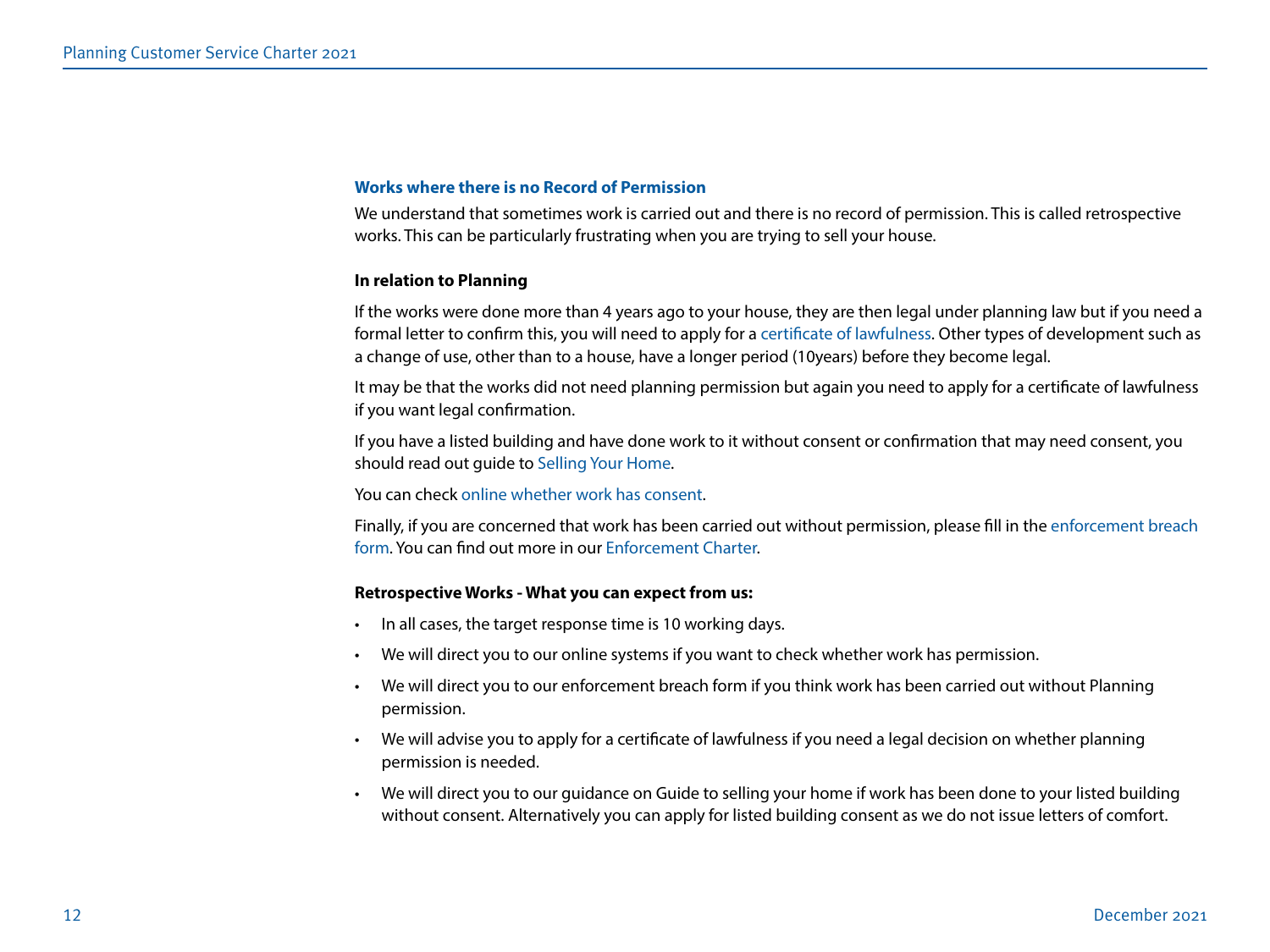### Works where there is no Record of Permission

We understand that sometimes work is carried out and there is no record of permission. This is called retrospective works. This can be particularly frustrating when you are trying to sell your house.

**In relation to Planning**

If the works were done more than 4 years ago to your house, they are then legal under planning law but if you need a formal letter to confirm this, you will need to apply for a certificate of lawfulness. Other types of development such as a change of use, other than to a house, have a longer period (10years) before they become legal.

It may be that the works did not need planning permission but again you need to apply for a certificate of lawfulness if you want legal confirmation.

If you have a listed building and have done work to it without consent or confirmation that may need consent, you should read out guide to Selling Your Home.

You can check online whether work has consent.

Finally, if you are concerned that work has been carried out without permission, please fill in the enforcement breach form. You can find out more in our Enforcement Charter.

**Retrospective Works - What you can expect from us:**

- In all cases, the target response time is 10 working days.
- We will direct you to our online systems if you want to check whether work has permission.
- We will direct you to our enforcement breach form if you think work has been carried out without Planning permission.
- We will advise you to apply for a certificate of lawfulness if you need a legal decision on whether planning permission is needed.
- We will direct you to our guidance on Guide to selling your home if work has been done to your listed building without consent. Alternatively you can apply for listed building consent as we do not issue letters of comfort.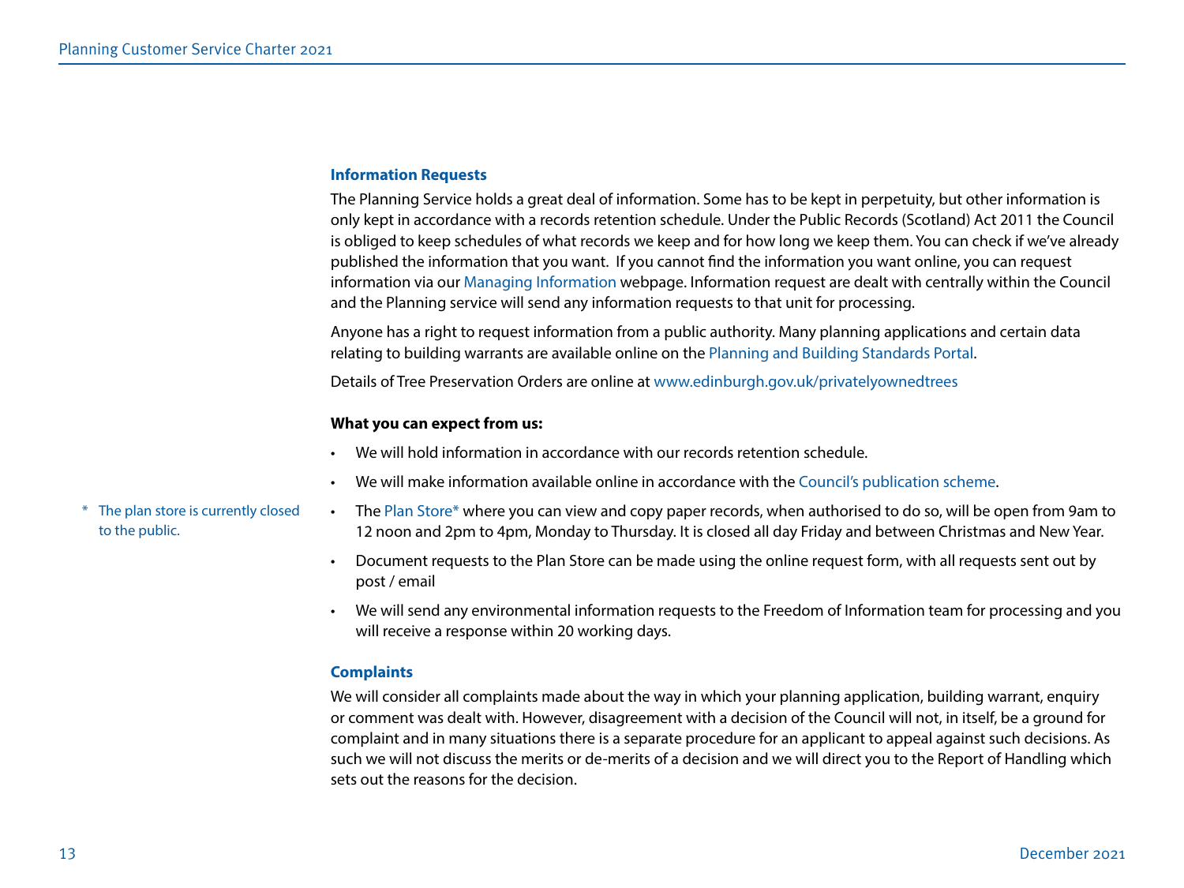## Information Requests

The Planning Service holds a great deal of information. Some has to be kept in perpetuity, but other information is only kept in accordance with a records retention schedule. Under the Public Records (Scotland) Act 2011 the Council is obliged to keep schedules of what records we keep and for how long we keep them. You can check if we've already published the information that you want. If you cannot find the information you want online, you can request information via our Managing Information webpage. Information request are dealt with centrally within the Council and the Planning service will send any information requests to that unit for processing.

Anyone has a right to request information from a public authority. Many planning applications and certain data relating to building warrants are available online on the Planning and Building Standards Portal.

Details of Tree Preservation Orders are online at www.edinburgh.gov.uk/privatelyownedtrees

**What you can expect from us:**

- We will hold information in accordance with our records retention schedule.
- We will make information available online in accordance with the Council's publication scheme.
- The Plan Store* where you can view and copy paper records, when authorised to do so, will be open from 9am to 12 noon and 2pm to 4pm, Monday to Thursday. It is closed all day Friday and between Christmas and New Year.
- Document requests to the Plan Store can be made using the online request form, with all requests sent out by post / email
- We will send any environmental information requests to the Freedom of Information team for processing and you will receive a response within 20 working days.

\* The plan store is currently closed to the public.

## Complaints

We will consider all complaints made about the way in which your planning application, building warrant, enquiry or comment was dealt with. However, disagreement with a decision of the Council will not, in itself, be a ground for complaint and in many situations there is a separate procedure for an applicant to appeal against such decisions. As such we will not discuss the merits or de-merits of a decision and we will direct you to the Report of Handling which sets out the reasons for the decision.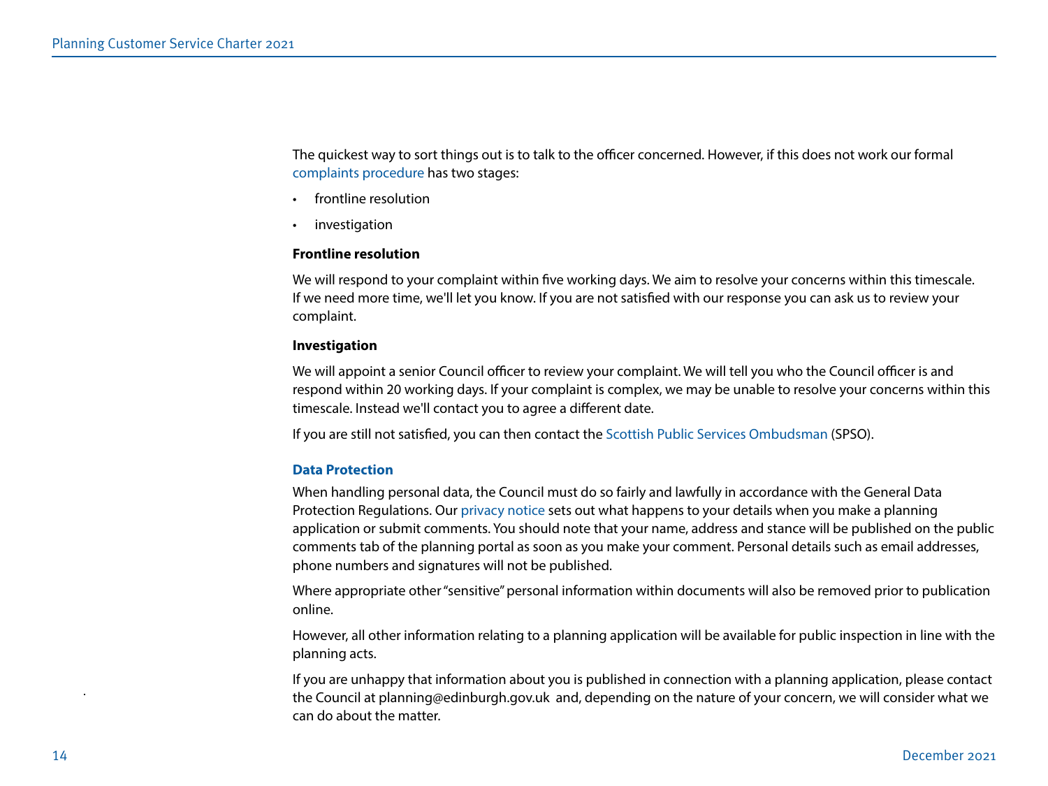The quickest way to sort things out is to talk to the officer concerned. However, if this does not work our formal complaints procedure has two stages:

- frontline resolution
- investigation

**Frontline resolution**

We will respond to your complaint within five working days. We aim to resolve your concerns within this timescale. If we need more time, we'll let you know. If you are not satisfied with our response you can ask us to review your complaint.

**Investigation**

We will appoint a senior Council officer to review your complaint. We will tell you who the Council officer is and respond within 20 working days. If your complaint is complex, we may be unable to resolve your concerns within this timescale. Instead we'll contact you to agree a different date.

If you are still not satisfied, you can then contact the Scottish Public Services Ombudsman (SPSO).

## Data Protection

When handling personal data, the Council must do so fairly and lawfully in accordance with the General Data Protection Regulations. Our privacy notice sets out what happens to your details when you make a planning application or submit comments. You should note that your name, address and stance will be published on the public comments tab of the planning portal as soon as you make your comment. Personal details such as email addresses, phone numbers and signatures will not be published.

Where appropriate other "sensitive" personal information within documents will also be removed prior to publication online.

However, all other information relating to a planning application will be available for public inspection in line with the planning acts.

If you are unhappy that information about you is published in connection with a planning application, please contact the Council at planning@edinburgh.gov.uk and, depending on the nature of your concern, we will consider what we can do about the matter.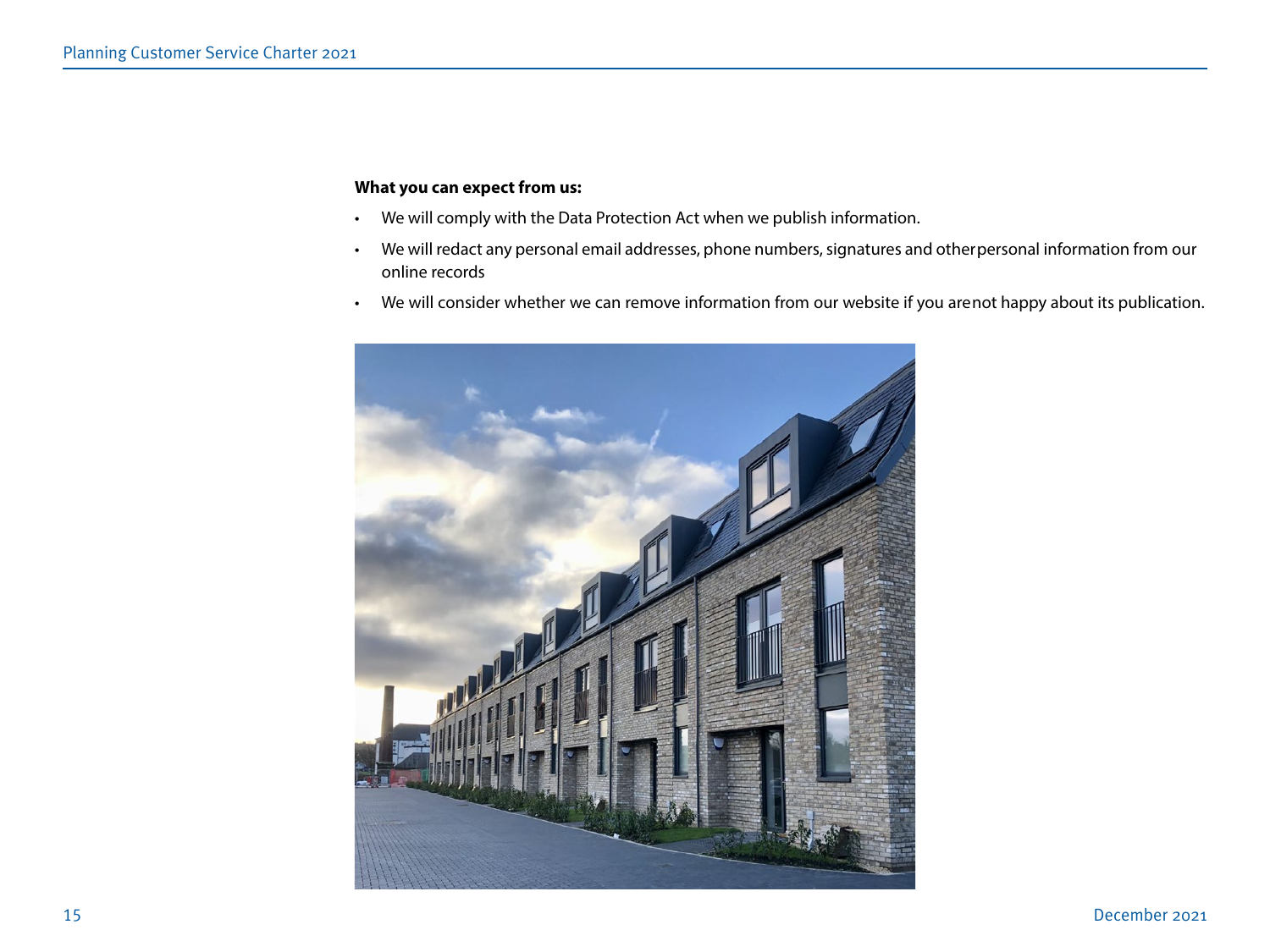**What you can expect from us:**

- We will comply with the Data Protection Act when we publish information.
- We will redact any personal email addresses, phone numbers, signatures and other personal information from our online records
- We will consider whether we can remove information from our website if you are not happy about its publication.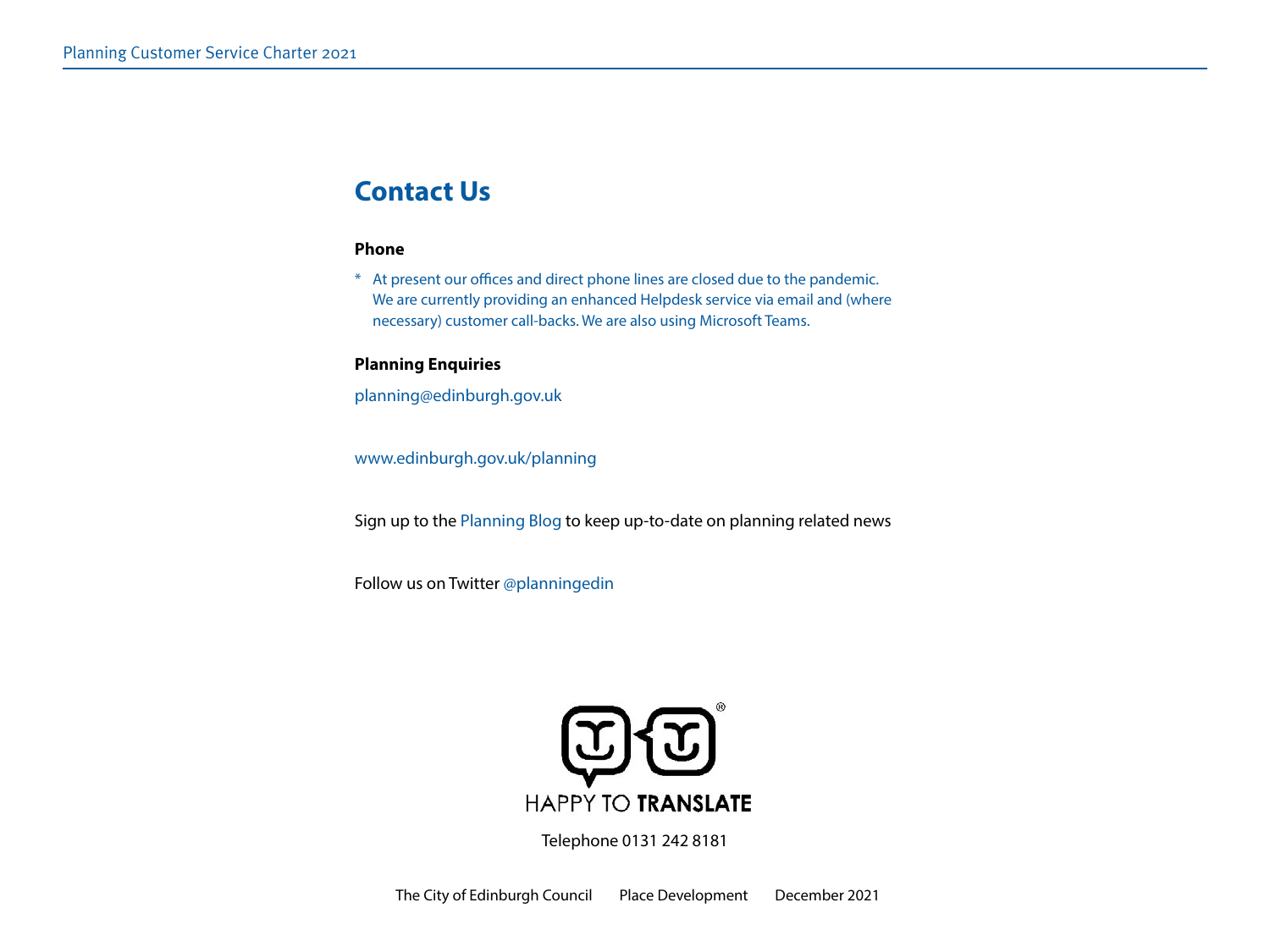## Contact Us

**Phone**

* At present our offices and direct phone lines are closed due to the pandemic. We are currently providing an enhanced Helpdesk service via email and (where necessary) customer call-backs. We are also using Microsoft Teams.

**Planning Enquiries**

planning@edinburgh.gov.uk

www.edinburgh.gov.uk/planning

Sign up to the Planning Blog to keep up-to-date on planning related news

Follow us on Twitter @planningedin

HAPPY TO TRANSLATE

Telephone 0131 242 8181

The City of Edinburgh Council Place Development December 2021